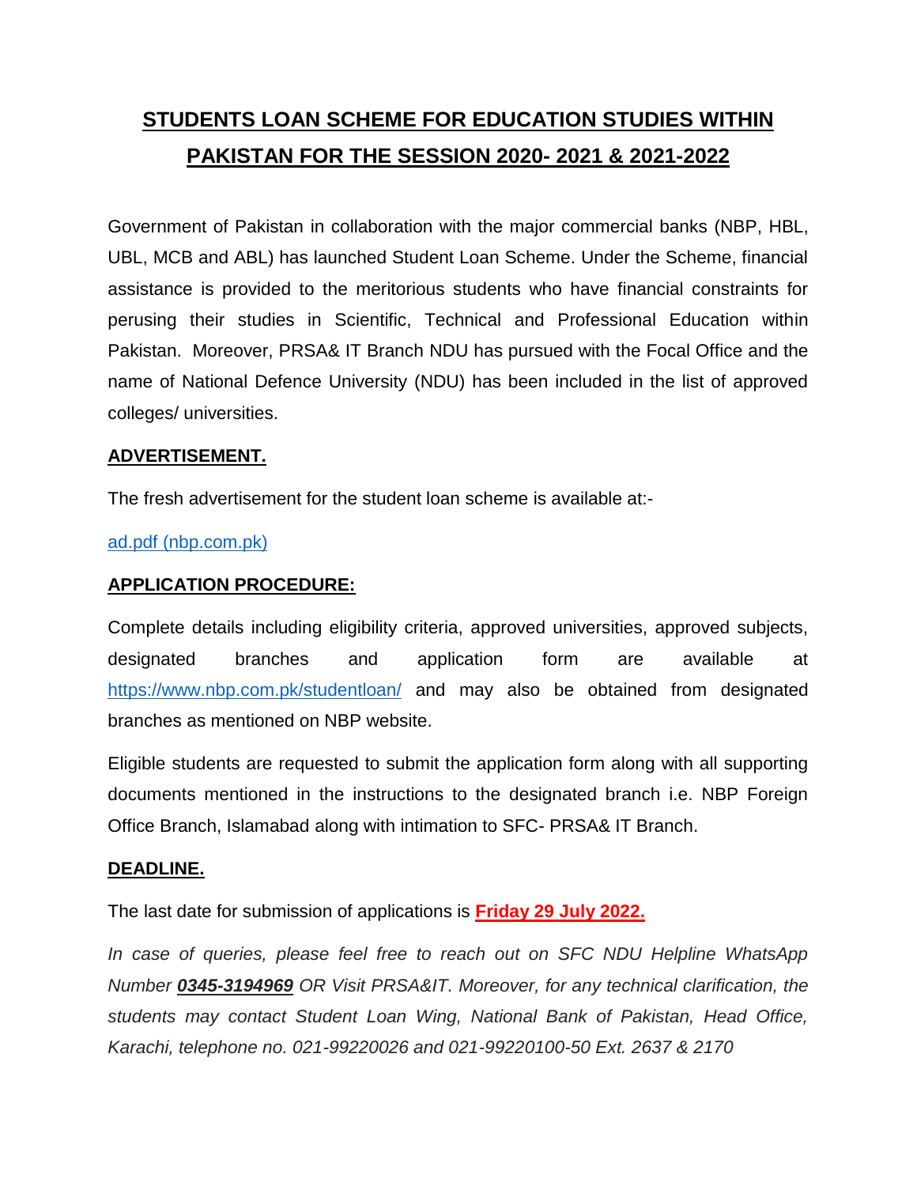# STUDENTS LOAN SCHEME FOR EDUCATION STUDIES WITHIN PAKISTAN FOR THE SESSION 2020- 2021 & 2021-2022

Government of Pakistan in collaboration with the major commercial banks (NBP, HBL, UBL, MCB and ABL) has launched Student Loan Scheme. Under the Scheme, financial assistance is provided to the meritorious students who have financial constraints for perusing their studies in Scientific, Technical and Professional Education within Pakistan. Moreover, PRSA& IT Branch NDU has pursued with the Focal Office and the name of National Defence University (NDU) has been included in the list of approved colleges/ universities.

## ADVERTISEMENT.

The fresh advertisement for the student loan scheme is available at:-

[ad.pdf (nbp.com.pk)](ad.pdf (nbp.com.pk))

## APPLICATION PROCEDURE:

Complete details including eligibility criteria, approved universities, approved subjects, designated branches and application form are available at https://www.nbp.com.pk/studentloan/ and may also be obtained from designated branches as mentioned on NBP website.

Eligible students are requested to submit the application form along with all supporting documents mentioned in the instructions to the designated branch i.e. NBP Foreign Office Branch, Islamabad along with intimation to SFC- PRSA& IT Branch.

## DEADLINE.

The last date for submission of applications is **Friday 29 July 2022.**

*In case of queries, please feel free to reach out on SFC NDU Helpline WhatsApp Number* ***0345-3194969*** *OR Visit PRSA&IT. Moreover, for any technical clarification, the students may contact Student Loan Wing, National Bank of Pakistan, Head Office, Karachi, telephone no. 021-99220026 and 021-99220100-50 Ext. 2637 & 2170*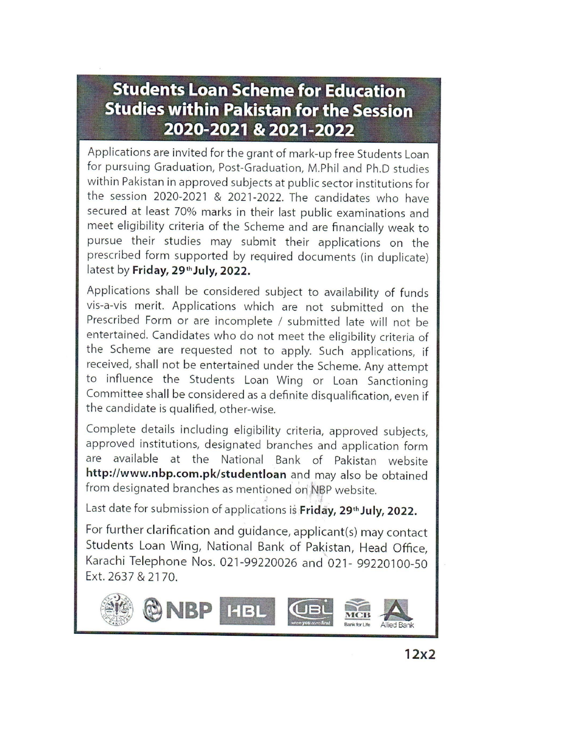# Students Loan Scheme for Education Studies within Pakistan for the Session 2020-2021 & 2021-2022

Applications are invited for the grant of mark-up free Students Loan for pursuing Graduation, Post-Graduation, M.Phil and Ph.D studies within Pakistan in approved subjects at public sector institutions for the session 2020-2021 & 2021-2022. The candidates who have secured at least 70% marks in their last public examinations and meet eligibility criteria of the Scheme and are financially weak to pursue their studies may submit their applications on the prescribed form supported by required documents (in duplicate) latest by **Friday, 29th July, 2022.**

Applications shall be considered subject to availability of funds vis-a-vis merit. Applications which are not submitted on the Prescribed Form or are incomplete / submitted late will not be entertained. Candidates who do not meet the eligibility criteria of the Scheme are requested not to apply. Such applications, if received, shall not be entertained under the Scheme. Any attempt to influence the Students Loan Wing or Loan Sanctioning Committee shall be considered as a definite disqualification, even if the candidate is qualified, other-wise.

Complete details including eligibility criteria, approved subjects, approved institutions, designated branches and application form are available at the National Bank of Pakistan website **http://www.nbp.com.pk/studentloan** and may also be obtained from designated branches as mentioned on NBP website.

Last date for submission of applications is **Friday, 29th July, 2022.**

For further clarification and guidance, applicant(s) may contact Students Loan Wing, National Bank of Pakistan, Head Office, Karachi Telephone Nos. 021-99220026 and 021- 99220100-50 Ext. 2637 & 2170.

NBP HBL UBL MCB Bank for Life Allied Bank

12x2